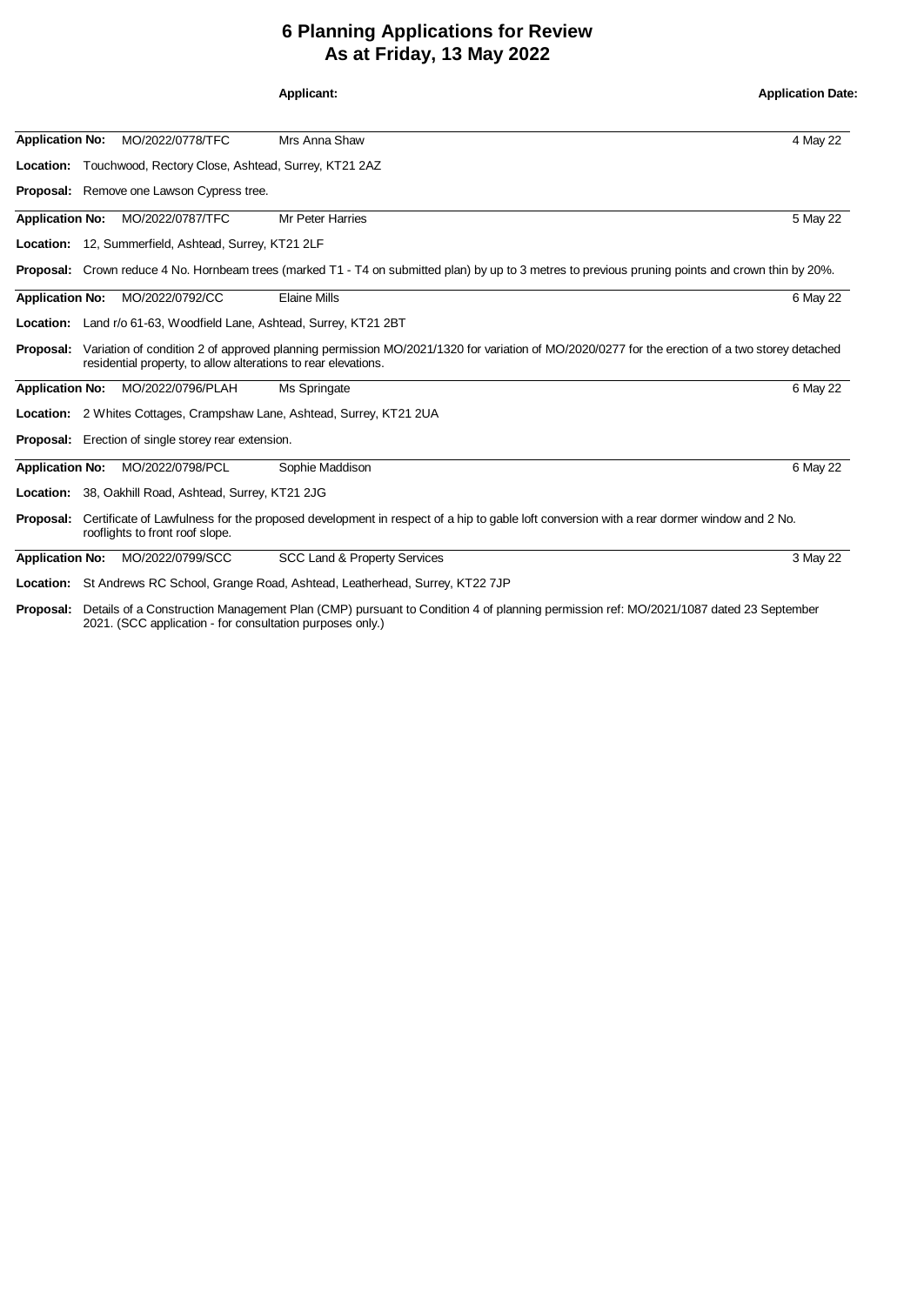# 6 Planning Applications for Review
## As at Friday, 13 May 2022

| | | Applicant: | Application Date: |
|---|---|---|---|
| **Application No:** | MO/2022/0778/TFC | Mrs Anna Shaw | 4 May 22 |

**Location:** Touchwood, Rectory Close, Ashtead, Surrey, KT21 2AZ

**Proposal:** Remove one Lawson Cypress tree.

---

| | | | |
|---|---|---|---|
| **Application No:** | MO/2022/0787/TFC | Mr Peter Harries | 5 May 22 |

**Location:** 12, Summerfield, Ashtead, Surrey, KT21 2LF

**Proposal:** Crown reduce 4 No. Hornbeam trees (marked T1 - T4 on submitted plan) by up to 3 metres to previous pruning points and crown thin by 20%.

---

| | | | |
|---|---|---|---|
| **Application No:** | MO/2022/0792/CC | Elaine Mills | 6 May 22 |

**Location:** Land r/o 61-63, Woodfield Lane, Ashtead, Surrey, KT21 2BT

**Proposal:** Variation of condition 2 of approved planning permission MO/2021/1320 for variation of MO/2020/0277 for the erection of a two storey detached residential property, to allow alterations to rear elevations.

---

| | | | |
|---|---|---|---|
| **Application No:** | MO/2022/0796/PLAH | Ms Springate | 6 May 22 |

**Location:** 2 Whites Cottages, Crampshaw Lane, Ashtead, Surrey, KT21 2UA

**Proposal:** Erection of single storey rear extension.

---

| | | | |
|---|---|---|---|
| **Application No:** | MO/2022/0798/PCL | Sophie Maddison | 6 May 22 |

**Location:** 38, Oakhill Road, Ashtead, Surrey, KT21 2JG

**Proposal:** Certificate of Lawfulness for the proposed development in respect of a hip to gable loft conversion with a rear dormer window and 2 No. rooflights to front roof slope.

---

| | | | |
|---|---|---|---|
| **Application No:** | MO/2022/0799/SCC | SCC Land & Property Services | 3 May 22 |

**Location:** St Andrews RC School, Grange Road, Ashtead, Leatherhead, Surrey, KT22 7JP

**Proposal:** Details of a Construction Management Plan (CMP) pursuant to Condition 4 of planning permission ref: MO/2021/1087 dated 23 September 2021. (SCC application - for consultation purposes only.)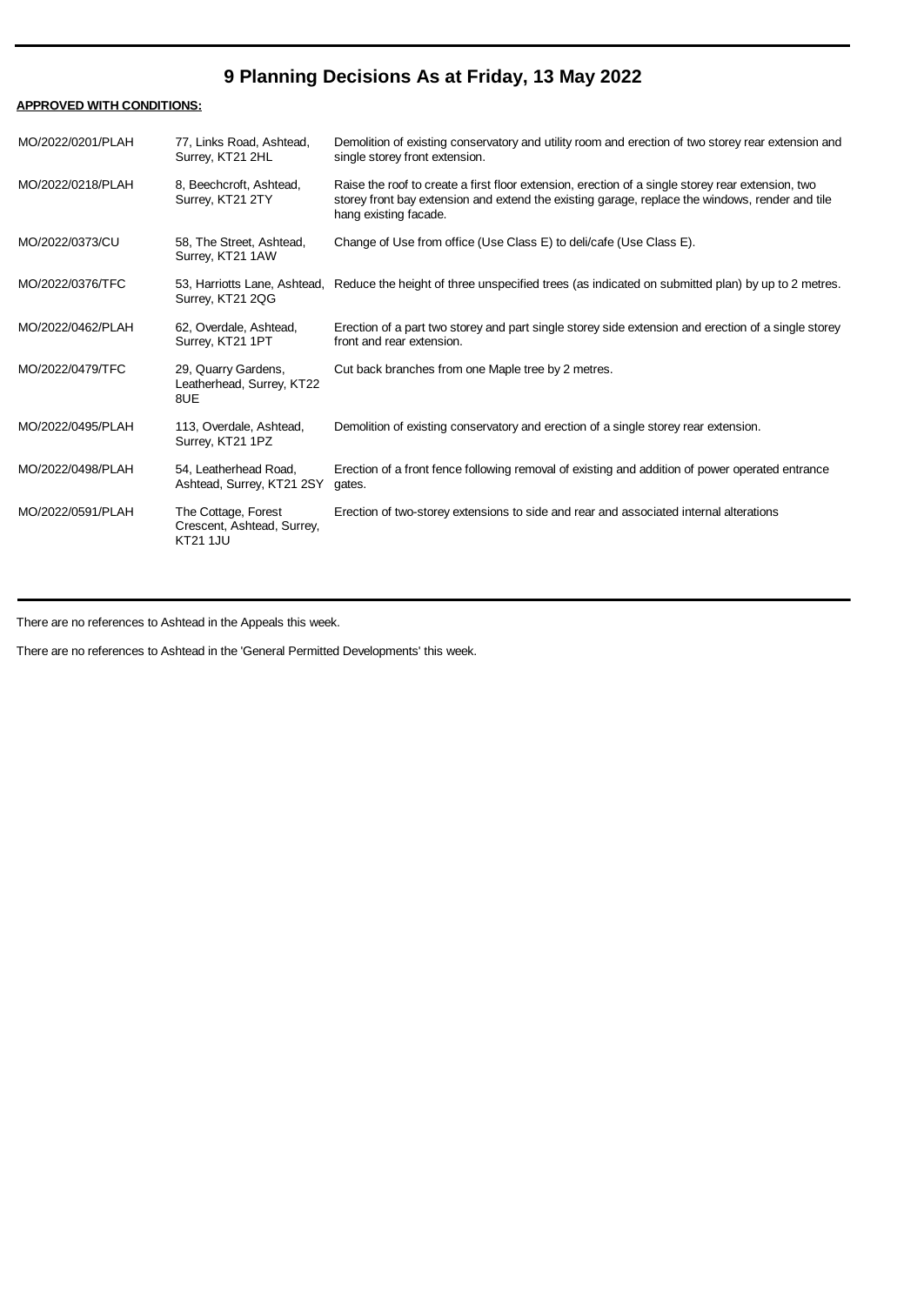# 9 Planning Decisions As at Friday, 13 May 2022

**APPROVED WITH CONDITIONS:**

| | | |
|---|---|---|
| MO/2022/0201/PLAH | 77, Links Road, Ashtead, Surrey, KT21 2HL | Demolition of existing conservatory and utility room and erection of two storey rear extension and single storey front extension. |
| MO/2022/0218/PLAH | 8, Beechcroft, Ashtead, Surrey, KT21 2TY | Raise the roof to create a first floor extension, erection of a single storey rear extension, two storey front bay extension and extend the existing garage, replace the windows, render and tile hang existing facade. |
| MO/2022/0373/CU | 58, The Street, Ashtead, Surrey, KT21 1AW | Change of Use from office (Use Class E) to deli/cafe (Use Class E). |
| MO/2022/0376/TFC | 53, Harriotts Lane, Ashtead, Surrey, KT21 2QG | Reduce the height of three unspecified trees (as indicated on submitted plan) by up to 2 metres. |
| MO/2022/0462/PLAH | 62, Overdale, Ashtead, Surrey, KT21 1PT | Erection of a part two storey and part single storey side extension and erection of a single storey front and rear extension. |
| MO/2022/0479/TFC | 29, Quarry Gardens, Leatherhead, Surrey, KT22 8UE | Cut back branches from one Maple tree by 2 metres. |
| MO/2022/0495/PLAH | 113, Overdale, Ashtead, Surrey, KT21 1PZ | Demolition of existing conservatory and erection of a single storey rear extension. |
| MO/2022/0498/PLAH | 54, Leatherhead Road, Ashtead, Surrey, KT21 2SY | Erection of a front fence following removal of existing and addition of power operated entrance gates. |
| MO/2022/0591/PLAH | The Cottage, Forest Crescent, Ashtead, Surrey, KT21 1JU | Erection of two-storey extensions to side and rear and associated internal alterations |

There are no references to Ashtead in the Appeals this week.

There are no references to Ashtead in the 'General Permitted Developments' this week.